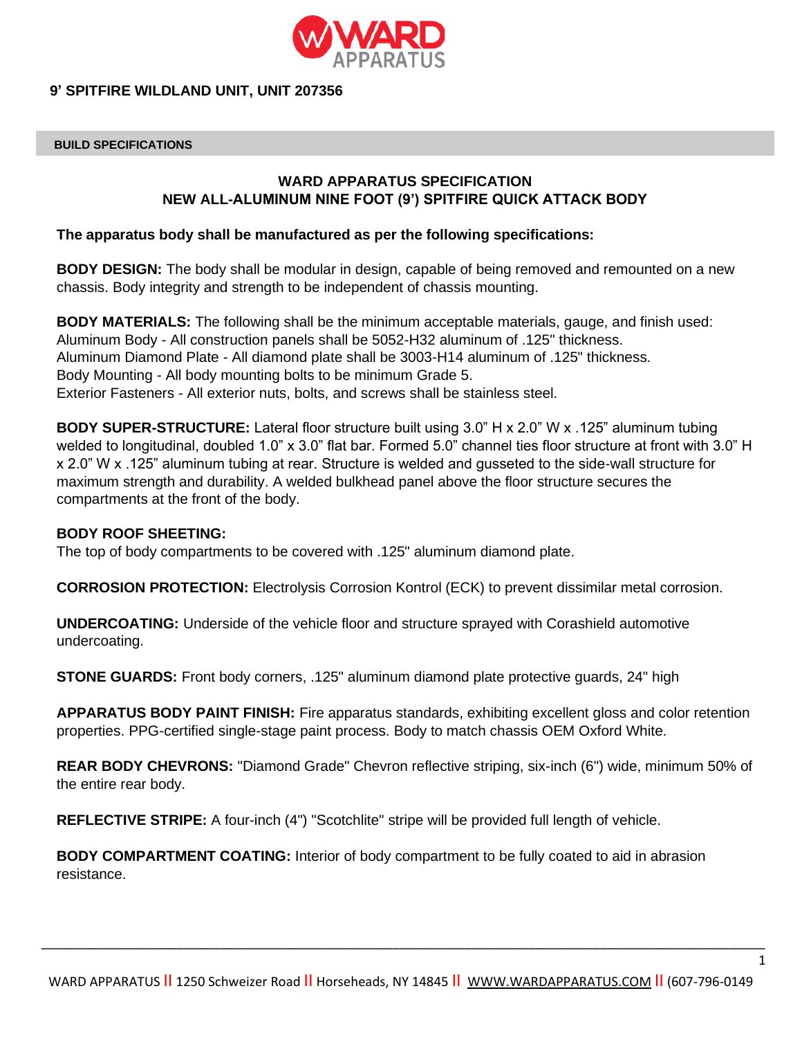# 9' SPITFIRE WILDLAND UNIT, UNIT 207356

## BUILD SPECIFICATIONS

### WARD APPARATUS SPECIFICATION
### NEW ALL-ALUMINUM NINE FOOT (9') SPITFIRE QUICK ATTACK BODY

**The apparatus body shall be manufactured as per the following specifications:**

**BODY DESIGN:** The body shall be modular in design, capable of being removed and remounted on a new chassis. Body integrity and strength to be independent of chassis mounting.

**BODY MATERIALS:** The following shall be the minimum acceptable materials, gauge, and finish used:
Aluminum Body - All construction panels shall be 5052-H32 aluminum of .125" thickness.
Aluminum Diamond Plate - All diamond plate shall be 3003-H14 aluminum of .125" thickness.
Body Mounting - All body mounting bolts to be minimum Grade 5.
Exterior Fasteners - All exterior nuts, bolts, and screws shall be stainless steel.

**BODY SUPER-STRUCTURE:** Lateral floor structure built using 3.0" H x 2.0" W x .125" aluminum tubing welded to longitudinal, doubled 1.0" x 3.0" flat bar. Formed 5.0" channel ties floor structure at front with 3.0" H x 2.0" W x .125" aluminum tubing at rear. Structure is welded and gusseted to the side-wall structure for maximum strength and durability. A welded bulkhead panel above the floor structure secures the compartments at the front of the body.

**BODY ROOF SHEETING:**
The top of body compartments to be covered with .125" aluminum diamond plate.

**CORROSION PROTECTION:** Electrolysis Corrosion Kontrol (ECK) to prevent dissimilar metal corrosion.

**UNDERCOATING:** Underside of the vehicle floor and structure sprayed with Corashield automotive undercoating.

**STONE GUARDS:** Front body corners, .125" aluminum diamond plate protective guards, 24" high

**APPARATUS BODY PAINT FINISH:** Fire apparatus standards, exhibiting excellent gloss and color retention properties. PPG-certified single-stage paint process. Body to match chassis OEM Oxford White.

**REAR BODY CHEVRONS:** "Diamond Grade" Chevron reflective striping, six-inch (6") wide, minimum 50% of the entire rear body.

**REFLECTIVE STRIPE:** A four-inch (4") "Scotchlite" stripe will be provided full length of vehicle.

**BODY COMPARTMENT COATING:** Interior of body compartment to be fully coated to aid in abrasion resistance.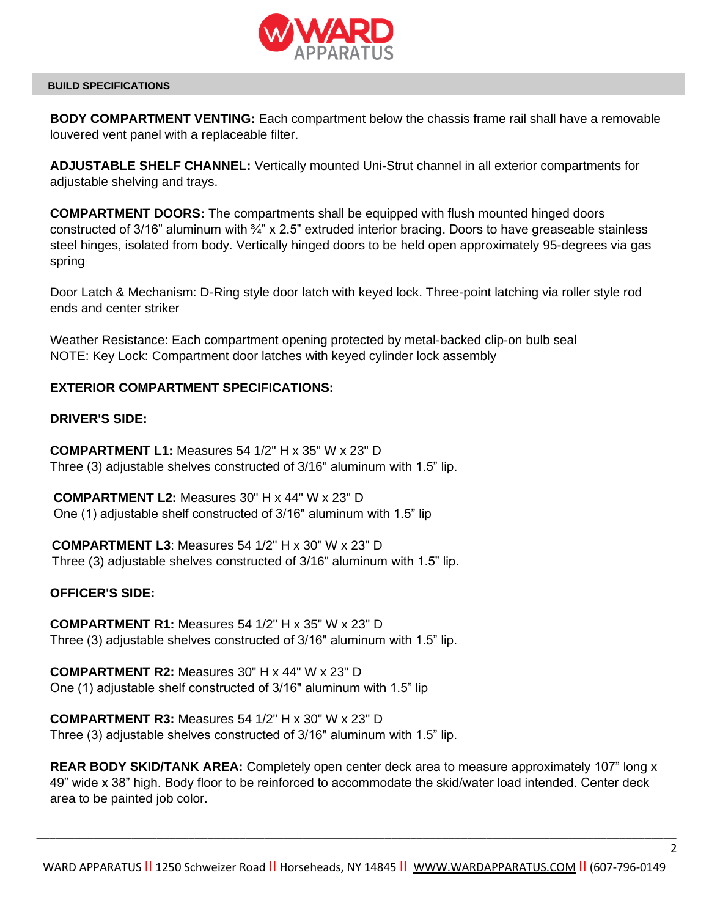## BUILD SPECIFICATIONS

**BODY COMPARTMENT VENTING:** Each compartment below the chassis frame rail shall have a removable louvered vent panel with a replaceable filter.

**ADJUSTABLE SHELF CHANNEL:** Vertically mounted Uni-Strut channel in all exterior compartments for adjustable shelving and trays.

**COMPARTMENT DOORS:** The compartments shall be equipped with flush mounted hinged doors constructed of 3/16" aluminum with ¾" x 2.5" extruded interior bracing. Doors to have greaseable stainless steel hinges, isolated from body. Vertically hinged doors to be held open approximately 95-degrees via gas spring

Door Latch & Mechanism: D-Ring style door latch with keyed lock. Three-point latching via roller style rod ends and center striker

Weather Resistance: Each compartment opening protected by metal-backed clip-on bulb seal
NOTE: Key Lock: Compartment door latches with keyed cylinder lock assembly

**EXTERIOR COMPARTMENT SPECIFICATIONS:**

**DRIVER'S SIDE:**

**COMPARTMENT L1:** Measures 54 1/2" H x 35" W x 23" D
Three (3) adjustable shelves constructed of 3/16" aluminum with 1.5" lip.

**COMPARTMENT L2:** Measures 30" H x 44" W x 23" D
One (1) adjustable shelf constructed of 3/16" aluminum with 1.5" lip

**COMPARTMENT L3**: Measures 54 1/2" H x 30" W x 23" D
Three (3) adjustable shelves constructed of 3/16" aluminum with 1.5" lip.

**OFFICER'S SIDE:**

**COMPARTMENT R1:** Measures 54 1/2" H x 35" W x 23" D
Three (3) adjustable shelves constructed of 3/16" aluminum with 1.5" lip.

**COMPARTMENT R2:** Measures 30" H x 44" W x 23" D
One (1) adjustable shelf constructed of 3/16" aluminum with 1.5" lip

**COMPARTMENT R3:** Measures 54 1/2" H x 30" W x 23" D
Three (3) adjustable shelves constructed of 3/16" aluminum with 1.5" lip.

**REAR BODY SKID/TANK AREA:** Completely open center deck area to measure approximately 107" long x 49" wide x 38" high. Body floor to be reinforced to accommodate the skid/water load intended. Center deck area to be painted job color.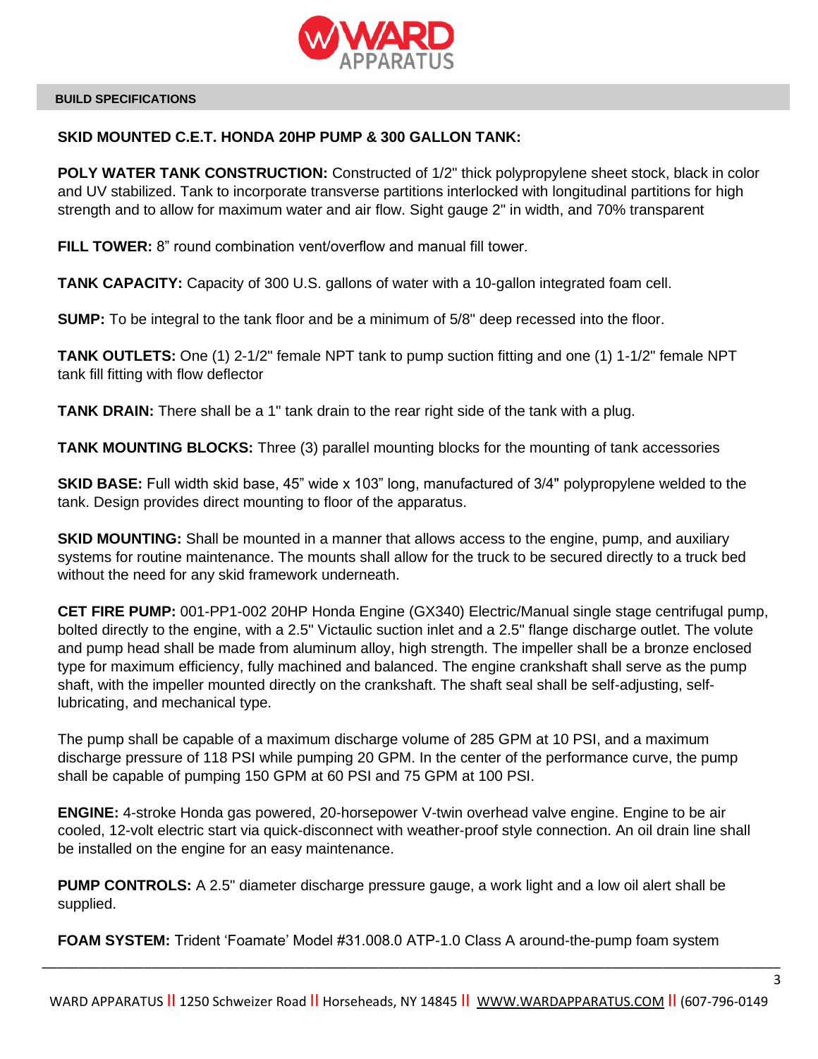BUILD SPECIFICATIONS

## SKID MOUNTED C.E.T. HONDA 20HP PUMP & 300 GALLON TANK:

**POLY WATER TANK CONSTRUCTION:** Constructed of 1/2" thick polypropylene sheet stock, black in color and UV stabilized. Tank to incorporate transverse partitions interlocked with longitudinal partitions for high strength and to allow for maximum water and air flow. Sight gauge 2" in width, and 70% transparent

**FILL TOWER:** 8" round combination vent/overflow and manual fill tower.

**TANK CAPACITY:** Capacity of 300 U.S. gallons of water with a 10-gallon integrated foam cell.

**SUMP:** To be integral to the tank floor and be a minimum of 5/8" deep recessed into the floor.

**TANK OUTLETS:** One (1) 2-1/2" female NPT tank to pump suction fitting and one (1) 1-1/2" female NPT tank fill fitting with flow deflector

**TANK DRAIN:** There shall be a 1" tank drain to the rear right side of the tank with a plug.

**TANK MOUNTING BLOCKS:** Three (3) parallel mounting blocks for the mounting of tank accessories

**SKID BASE:** Full width skid base, 45" wide x 103" long, manufactured of 3/4" polypropylene welded to the tank. Design provides direct mounting to floor of the apparatus.

**SKID MOUNTING:** Shall be mounted in a manner that allows access to the engine, pump, and auxiliary systems for routine maintenance. The mounts shall allow for the truck to be secured directly to a truck bed without the need for any skid framework underneath.

**CET FIRE PUMP:** 001-PP1-002 20HP Honda Engine (GX340) Electric/Manual single stage centrifugal pump, bolted directly to the engine, with a 2.5" Victaulic suction inlet and a 2.5" flange discharge outlet. The volute and pump head shall be made from aluminum alloy, high strength. The impeller shall be a bronze enclosed type for maximum efficiency, fully machined and balanced. The engine crankshaft shall serve as the pump shaft, with the impeller mounted directly on the crankshaft. The shaft seal shall be self-adjusting, self-lubricating, and mechanical type.

The pump shall be capable of a maximum discharge volume of 285 GPM at 10 PSI, and a maximum discharge pressure of 118 PSI while pumping 20 GPM. In the center of the performance curve, the pump shall be capable of pumping 150 GPM at 60 PSI and 75 GPM at 100 PSI.

**ENGINE:** 4-stroke Honda gas powered, 20-horsepower V-twin overhead valve engine. Engine to be air cooled, 12-volt electric start via quick-disconnect with weather-proof style connection. An oil drain line shall be installed on the engine for an easy maintenance.

**PUMP CONTROLS:** A 2.5" diameter discharge pressure gauge, a work light and a low oil alert shall be supplied.

**FOAM SYSTEM:** Trident 'Foamate' Model #31.008.0 ATP-1.0 Class A around-the-pump foam system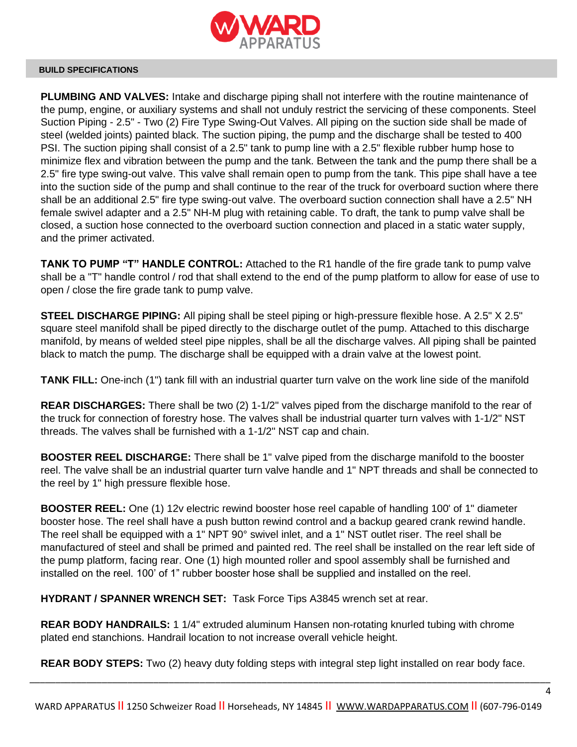**BUILD SPECIFICATIONS**

**PLUMBING AND VALVES:** Intake and discharge piping shall not interfere with the routine maintenance of the pump, engine, or auxiliary systems and shall not unduly restrict the servicing of these components. Steel Suction Piping - 2.5" - Two (2) Fire Type Swing-Out Valves. All piping on the suction side shall be made of steel (welded joints) painted black. The suction piping, the pump and the discharge shall be tested to 400 PSI. The suction piping shall consist of a 2.5" tank to pump line with a 2.5" flexible rubber hump hose to minimize flex and vibration between the pump and the tank. Between the tank and the pump there shall be a 2.5" fire type swing-out valve. This valve shall remain open to pump from the tank. This pipe shall have a tee into the suction side of the pump and shall continue to the rear of the truck for overboard suction where there shall be an additional 2.5" fire type swing-out valve. The overboard suction connection shall have a 2.5" NH female swivel adapter and a 2.5" NH-M plug with retaining cable. To draft, the tank to pump valve shall be closed, a suction hose connected to the overboard suction connection and placed in a static water supply, and the primer activated.

**TANK TO PUMP "T" HANDLE CONTROL:** Attached to the R1 handle of the fire grade tank to pump valve shall be a "T" handle control / rod that shall extend to the end of the pump platform to allow for ease of use to open / close the fire grade tank to pump valve.

**STEEL DISCHARGE PIPING:** All piping shall be steel piping or high-pressure flexible hose. A 2.5" X 2.5" square steel manifold shall be piped directly to the discharge outlet of the pump. Attached to this discharge manifold, by means of welded steel pipe nipples, shall be all the discharge valves. All piping shall be painted black to match the pump. The discharge shall be equipped with a drain valve at the lowest point.

**TANK FILL:** One-inch (1") tank fill with an industrial quarter turn valve on the work line side of the manifold

**REAR DISCHARGES:** There shall be two (2) 1-1/2" valves piped from the discharge manifold to the rear of the truck for connection of forestry hose. The valves shall be industrial quarter turn valves with 1-1/2" NST threads. The valves shall be furnished with a 1-1/2" NST cap and chain.

**BOOSTER REEL DISCHARGE:** There shall be 1" valve piped from the discharge manifold to the booster reel. The valve shall be an industrial quarter turn valve handle and 1" NPT threads and shall be connected to the reel by 1" high pressure flexible hose.

**BOOSTER REEL:** One (1) 12v electric rewind booster hose reel capable of handling 100' of 1" diameter booster hose. The reel shall have a push button rewind control and a backup geared crank rewind handle. The reel shall be equipped with a 1" NPT 90° swivel inlet, and a 1" NST outlet riser. The reel shall be manufactured of steel and shall be primed and painted red. The reel shall be installed on the rear left side of the pump platform, facing rear. One (1) high mounted roller and spool assembly shall be furnished and installed on the reel. 100' of 1" rubber booster hose shall be supplied and installed on the reel.

**HYDRANT / SPANNER WRENCH SET:** Task Force Tips A3845 wrench set at rear.

**REAR BODY HANDRAILS:** 1 1/4" extruded aluminum Hansen non-rotating knurled tubing with chrome plated end stanchions. Handrail location to not increase overall vehicle height.

**REAR BODY STEPS:** Two (2) heavy duty folding steps with integral step light installed on rear body face.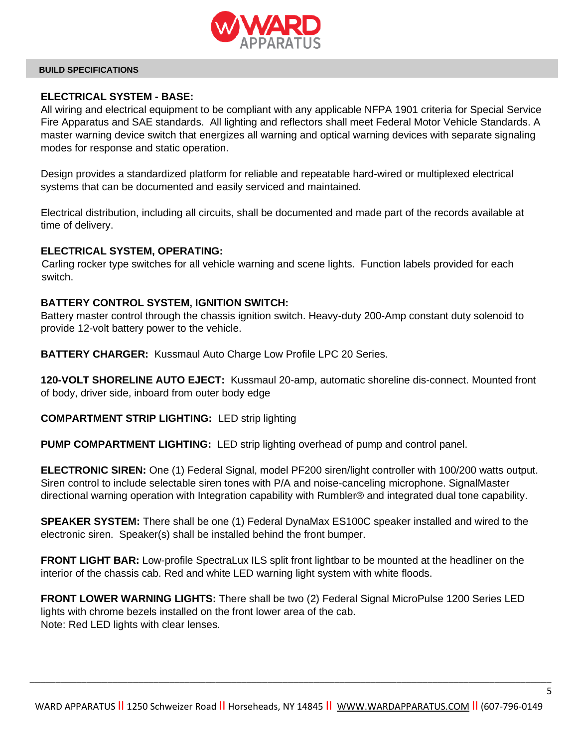**BUILD SPECIFICATIONS**

**ELECTRICAL SYSTEM - BASE:**
All wiring and electrical equipment to be compliant with any applicable NFPA 1901 criteria for Special Service Fire Apparatus and SAE standards. All lighting and reflectors shall meet Federal Motor Vehicle Standards. A master warning device switch that energizes all warning and optical warning devices with separate signaling modes for response and static operation.

Design provides a standardized platform for reliable and repeatable hard-wired or multiplexed electrical systems that can be documented and easily serviced and maintained.

Electrical distribution, including all circuits, shall be documented and made part of the records available at time of delivery.

**ELECTRICAL SYSTEM, OPERATING:**
Carling rocker type switches for all vehicle warning and scene lights. Function labels provided for each switch.

**BATTERY CONTROL SYSTEM, IGNITION SWITCH:**
Battery master control through the chassis ignition switch. Heavy-duty 200-Amp constant duty solenoid to provide 12-volt battery power to the vehicle.

**BATTERY CHARGER:** Kussmaul Auto Charge Low Profile LPC 20 Series.

**120-VOLT SHORELINE AUTO EJECT:** Kussmaul 20-amp, automatic shoreline dis-connect. Mounted front of body, driver side, inboard from outer body edge

**COMPARTMENT STRIP LIGHTING:** LED strip lighting

**PUMP COMPARTMENT LIGHTING:** LED strip lighting overhead of pump and control panel.

**ELECTRONIC SIREN:** One (1) Federal Signal, model PF200 siren/light controller with 100/200 watts output. Siren control to include selectable siren tones with P/A and noise-canceling microphone. SignalMaster directional warning operation with Integration capability with Rumbler® and integrated dual tone capability.

**SPEAKER SYSTEM:** There shall be one (1) Federal DynaMax ES100C speaker installed and wired to the electronic siren. Speaker(s) shall be installed behind the front bumper.

**FRONT LIGHT BAR:** Low-profile SpectraLux ILS split front lightbar to be mounted at the headliner on the interior of the chassis cab. Red and white LED warning light system with white floods.

**FRONT LOWER WARNING LIGHTS:** There shall be two (2) Federal Signal MicroPulse 1200 Series LED lights with chrome bezels installed on the front lower area of the cab.
Note: Red LED lights with clear lenses.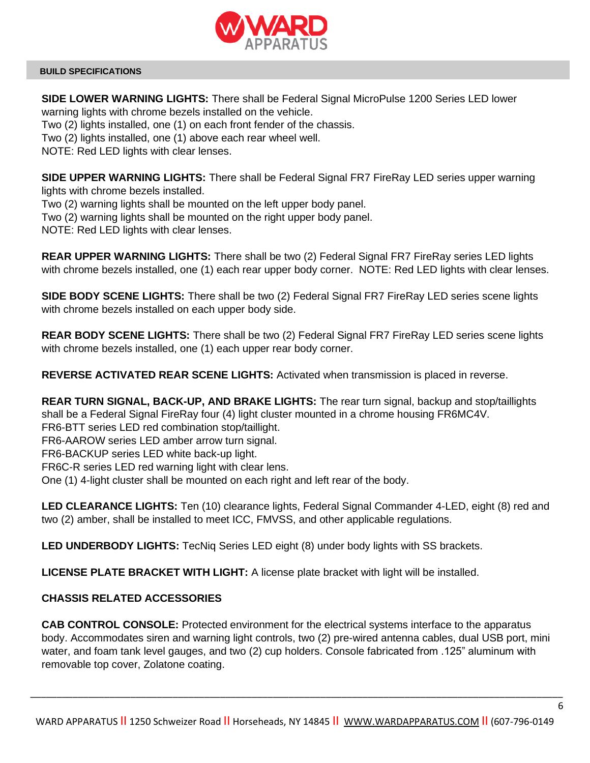**BUILD SPECIFICATIONS**

**SIDE LOWER WARNING LIGHTS:** There shall be Federal Signal MicroPulse 1200 Series LED lower warning lights with chrome bezels installed on the vehicle.
Two (2) lights installed, one (1) on each front fender of the chassis.
Two (2) lights installed, one (1) above each rear wheel well.
NOTE: Red LED lights with clear lenses.

**SIDE UPPER WARNING LIGHTS:** There shall be Federal Signal FR7 FireRay LED series upper warning lights with chrome bezels installed.
Two (2) warning lights shall be mounted on the left upper body panel.
Two (2) warning lights shall be mounted on the right upper body panel.
NOTE: Red LED lights with clear lenses.

**REAR UPPER WARNING LIGHTS:** There shall be two (2) Federal Signal FR7 FireRay series LED lights with chrome bezels installed, one (1) each rear upper body corner. NOTE: Red LED lights with clear lenses.

**SIDE BODY SCENE LIGHTS:** There shall be two (2) Federal Signal FR7 FireRay LED series scene lights with chrome bezels installed on each upper body side.

**REAR BODY SCENE LIGHTS:** There shall be two (2) Federal Signal FR7 FireRay LED series scene lights with chrome bezels installed, one (1) each upper rear body corner.

**REVERSE ACTIVATED REAR SCENE LIGHTS:** Activated when transmission is placed in reverse.

**REAR TURN SIGNAL, BACK-UP, AND BRAKE LIGHTS:** The rear turn signal, backup and stop/taillights shall be a Federal Signal FireRay four (4) light cluster mounted in a chrome housing FR6MC4V.
FR6-BTT series LED red combination stop/taillight.
FR6-AAROW series LED amber arrow turn signal.
FR6-BACKUP series LED white back-up light.
FR6C-R series LED red warning light with clear lens.
One (1) 4-light cluster shall be mounted on each right and left rear of the body.

**LED CLEARANCE LIGHTS:** Ten (10) clearance lights, Federal Signal Commander 4-LED, eight (8) red and two (2) amber, shall be installed to meet ICC, FMVSS, and other applicable regulations.

**LED UNDERBODY LIGHTS:** TecNiq Series LED eight (8) under body lights with SS brackets.

**LICENSE PLATE BRACKET WITH LIGHT:** A license plate bracket with light will be installed.

**CHASSIS RELATED ACCESSORIES**

**CAB CONTROL CONSOLE:** Protected environment for the electrical systems interface to the apparatus body. Accommodates siren and warning light controls, two (2) pre-wired antenna cables, dual USB port, mini water, and foam tank level gauges, and two (2) cup holders. Console fabricated from .125" aluminum with removable top cover, Zolatone coating.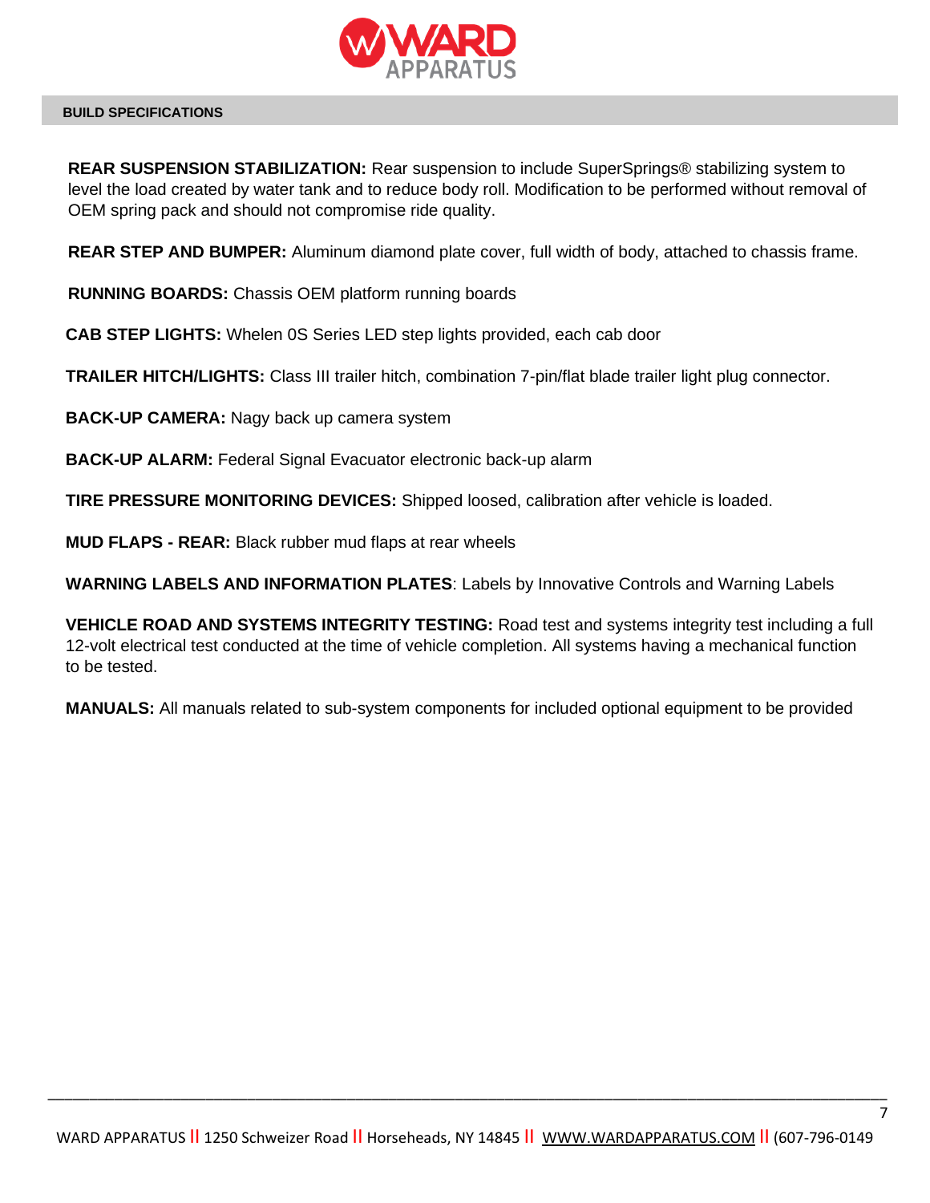**BUILD SPECIFICATIONS**

**REAR SUSPENSION STABILIZATION:** Rear suspension to include SuperSprings® stabilizing system to level the load created by water tank and to reduce body roll. Modification to be performed without removal of OEM spring pack and should not compromise ride quality.

**REAR STEP AND BUMPER:** Aluminum diamond plate cover, full width of body, attached to chassis frame.

**RUNNING BOARDS:** Chassis OEM platform running boards

**CAB STEP LIGHTS:** Whelen 0S Series LED step lights provided, each cab door

**TRAILER HITCH/LIGHTS:** Class III trailer hitch, combination 7-pin/flat blade trailer light plug connector.

**BACK-UP CAMERA:** Nagy back up camera system

**BACK-UP ALARM:** Federal Signal Evacuator electronic back-up alarm

**TIRE PRESSURE MONITORING DEVICES:** Shipped loosed, calibration after vehicle is loaded.

**MUD FLAPS - REAR:** Black rubber mud flaps at rear wheels

**WARNING LABELS AND INFORMATION PLATES**: Labels by Innovative Controls and Warning Labels

**VEHICLE ROAD AND SYSTEMS INTEGRITY TESTING:** Road test and systems integrity test including a full 12-volt electrical test conducted at the time of vehicle completion. All systems having a mechanical function to be tested.

**MANUALS:** All manuals related to sub-system components for included optional equipment to be provided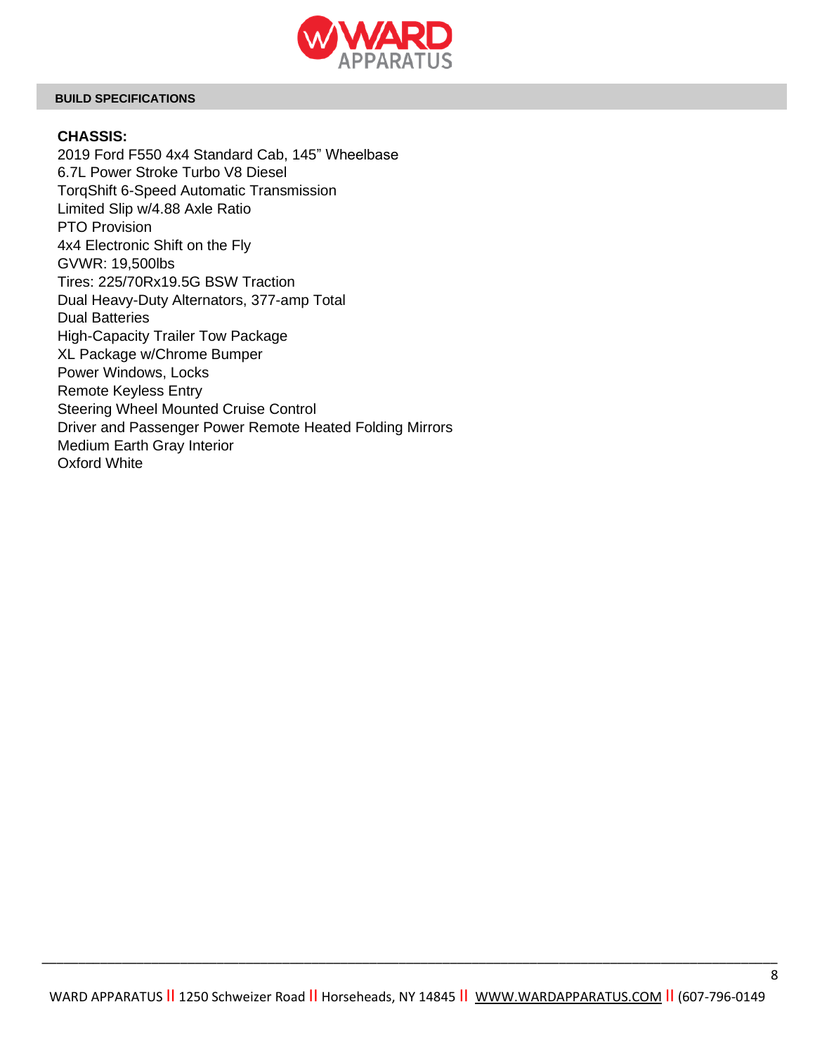## BUILD SPECIFICATIONS

**CHASSIS:**

2019 Ford F550 4x4 Standard Cab, 145” Wheelbase
6.7L Power Stroke Turbo V8 Diesel
TorqShift 6-Speed Automatic Transmission
Limited Slip w/4.88 Axle Ratio
PTO Provision
4x4 Electronic Shift on the Fly
GVWR: 19,500lbs
Tires: 225/70Rx19.5G BSW Traction
Dual Heavy-Duty Alternators, 377-amp Total
Dual Batteries
High-Capacity Trailer Tow Package
XL Package w/Chrome Bumper
Power Windows, Locks
Remote Keyless Entry
Steering Wheel Mounted Cruise Control
Driver and Passenger Power Remote Heated Folding Mirrors
Medium Earth Gray Interior
Oxford White